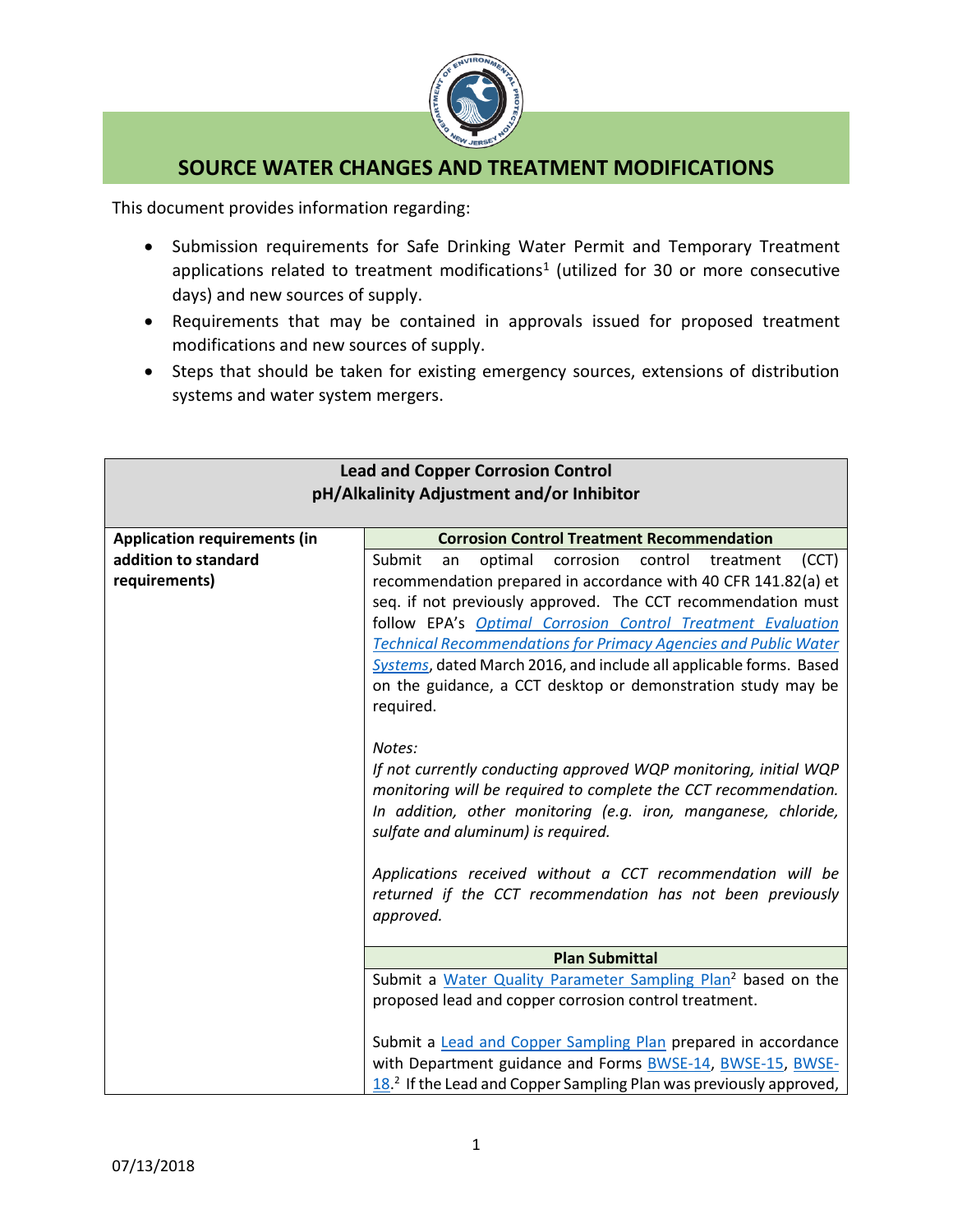# SOURCE WATER CHANGES AND TREATMENT MODIFICATIONS

This document provides information regarding:

- Submission requirements for Safe Drinking Water Permit and Temporary Treatment applications related to treatment modifications[1] (utilized for 30 or more consecutive days) and new sources of supply.
- Requirements that may be contained in approvals issued for proposed treatment modifications and new sources of supply.
- Steps that should be taken for existing emergency sources, extensions of distribution systems and water system mergers.

| **Lead and Copper Corrosion Control<br>pH/Alkalinity Adjustment and/or Inhibitor** | |
|---|---|
| **Application requirements (in addition to standard requirements)** | **Corrosion Control Treatment Recommendation** |
| | Submit an optimal corrosion control treatment (CCT) recommendation prepared in accordance with 40 CFR 141.82(a) et seq. if not previously approved. The CCT recommendation must follow EPA's *Optimal Corrosion Control Treatment Evaluation Technical Recommendations for Primacy Agencies and Public Water Systems*, dated March 2016, and include all applicable forms. Based on the guidance, a CCT desktop or demonstration study may be required.<br><br>*Notes:*<br>*If not currently conducting approved WQP monitoring, initial WQP monitoring will be required to complete the CCT recommendation. In addition, other monitoring (e.g. iron, manganese, chloride, sulfate and aluminum) is required.*<br><br>*Applications received without a CCT recommendation will be returned if the CCT recommendation has not been previously approved.* |
| | **Plan Submittal** |
| | Submit a Water Quality Parameter Sampling Plan[2] based on the proposed lead and copper corrosion control treatment.<br><br>Submit a Lead and Copper Sampling Plan prepared in accordance with Department guidance and Forms BWSE-14, BWSE-15, BWSE-18.[2] If the Lead and Copper Sampling Plan was previously approved, |

07/13/2018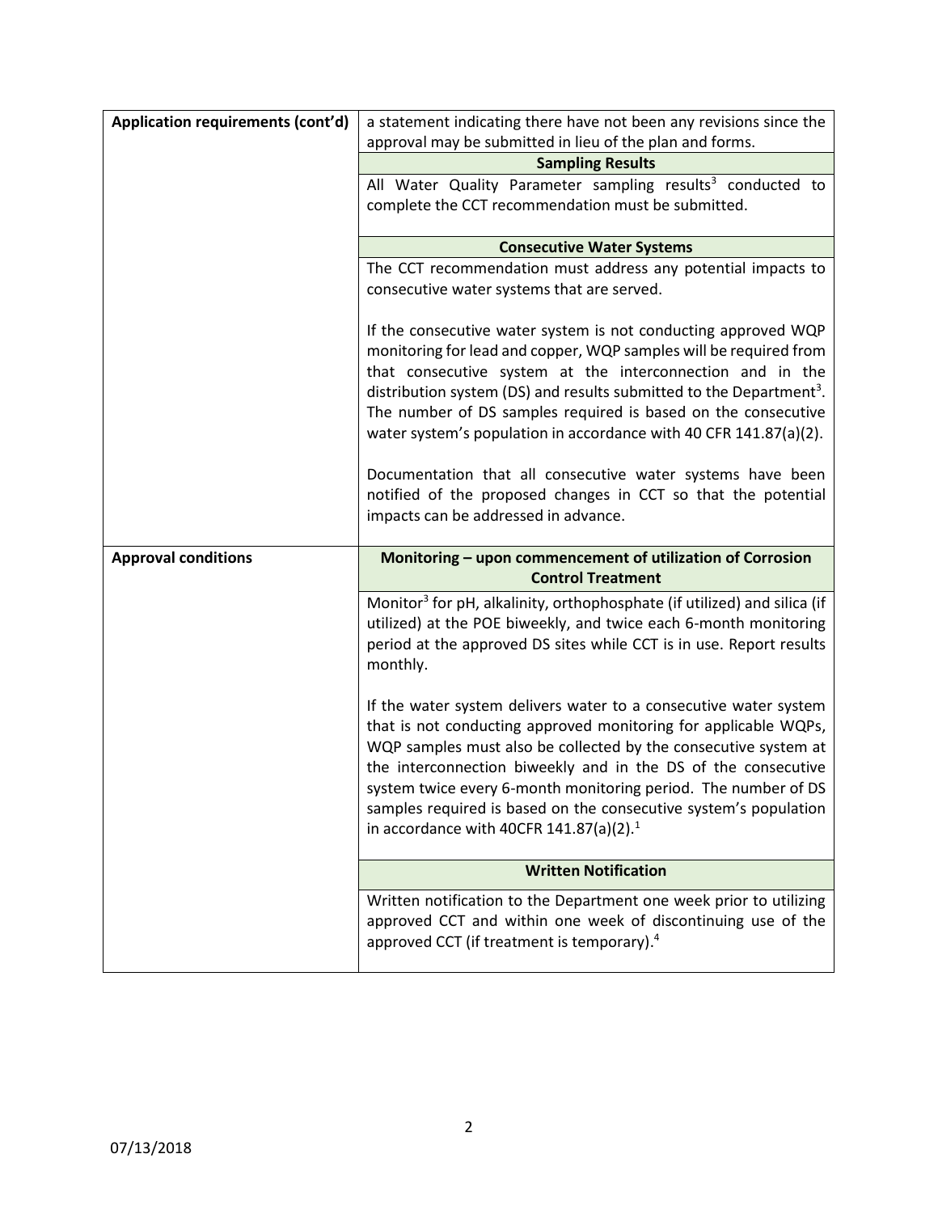| Application requirements (cont'd) | a statement indicating there have not been any revisions since the approval may be submitted in lieu of the plan and forms. |
|---|---|
| | **Sampling Results** |
| | All Water Quality Parameter sampling results[3] conducted to complete the CCT recommendation must be submitted. |
| | **Consecutive Water Systems** |
| | The CCT recommendation must address any potential impacts to consecutive water systems that are served.<br><br>If the consecutive water system is not conducting approved WQP monitoring for lead and copper, WQP samples will be required from that consecutive system at the interconnection and in the distribution system (DS) and results submitted to the Department[3]. The number of DS samples required is based on the consecutive water system's population in accordance with 40 CFR 141.87(a)(2).<br><br>Documentation that all consecutive water systems have been notified of the proposed changes in CCT so that the potential impacts can be addressed in advance. |
| **Approval conditions** | **Monitoring – upon commencement of utilization of Corrosion Control Treatment** |
| | Monitor[3] for pH, alkalinity, orthophosphate (if utilized) and silica (if utilized) at the POE biweekly, and twice each 6-month monitoring period at the approved DS sites while CCT is in use. Report results monthly.<br><br>If the water system delivers water to a consecutive water system that is not conducting approved monitoring for applicable WQPs, WQP samples must also be collected by the consecutive system at the interconnection biweekly and in the DS of the consecutive system twice every 6-month monitoring period. The number of DS samples required is based on the consecutive system's population in accordance with 40CFR 141.87(a)(2).[1] |
| | **Written Notification** |
| | Written notification to the Department one week prior to utilizing approved CCT and within one week of discontinuing use of the approved CCT (if treatment is temporary).[4] |

07/13/2018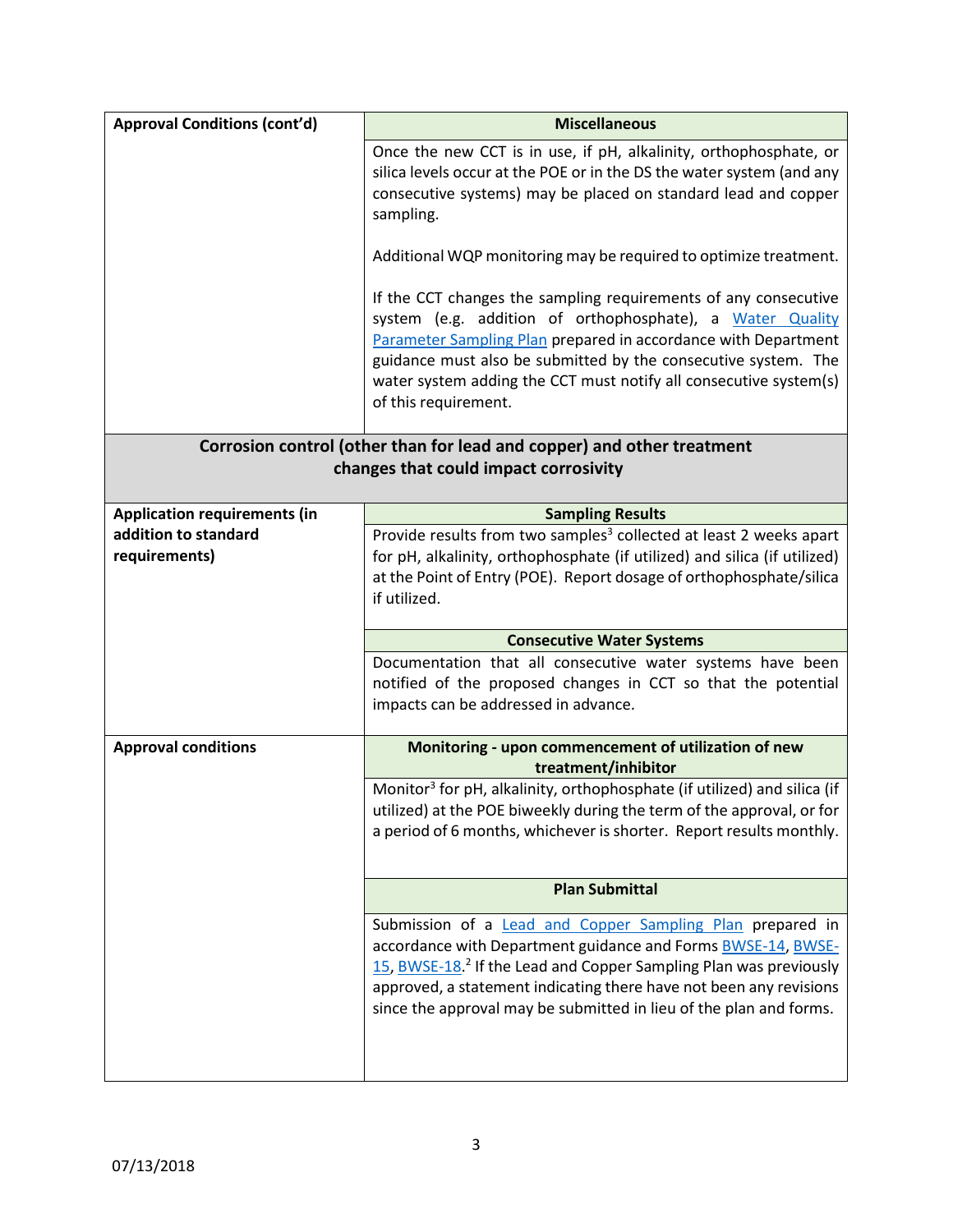| Approval Conditions (cont'd) | **Miscellaneous** |
|---|---|
| | Once the new CCT is in use, if pH, alkalinity, orthophosphate, or silica levels occur at the POE or in the DS the water system (and any consecutive systems) may be placed on standard lead and copper sampling.<br><br>Additional WQP monitoring may be required to optimize treatment.<br><br>If the CCT changes the sampling requirements of any consecutive system (e.g. addition of orthophosphate), a Water Quality Parameter Sampling Plan prepared in accordance with Department guidance must also be submitted by the consecutive system. The water system adding the CCT must notify all consecutive system(s) of this requirement. |

## Corrosion control (other than for lead and copper) and other treatment changes that could impact corrosivity

| | |
|---|---|
| **Application requirements (in addition to standard requirements)** | **Sampling Results**<br>Provide results from two samples[3] collected at least 2 weeks apart for pH, alkalinity, orthophosphate (if utilized) and silica (if utilized) at the Point of Entry (POE). Report dosage of orthophosphate/silica if utilized.<br><br>**Consecutive Water Systems**<br>Documentation that all consecutive water systems have been notified of the proposed changes in CCT so that the potential impacts can be addressed in advance. |
| **Approval conditions** | **Monitoring - upon commencement of utilization of new treatment/inhibitor**<br>Monitor[3] for pH, alkalinity, orthophosphate (if utilized) and silica (if utilized) at the POE biweekly during the term of the approval, or for a period of 6 months, whichever is shorter. Report results monthly.<br><br>**Plan Submittal**<br>Submission of a Lead and Copper Sampling Plan prepared in accordance with Department guidance and Forms BWSE-14, BWSE-15, BWSE-18.[2] If the Lead and Copper Sampling Plan was previously approved, a statement indicating there have not been any revisions since the approval may be submitted in lieu of the plan and forms. |

07/13/2018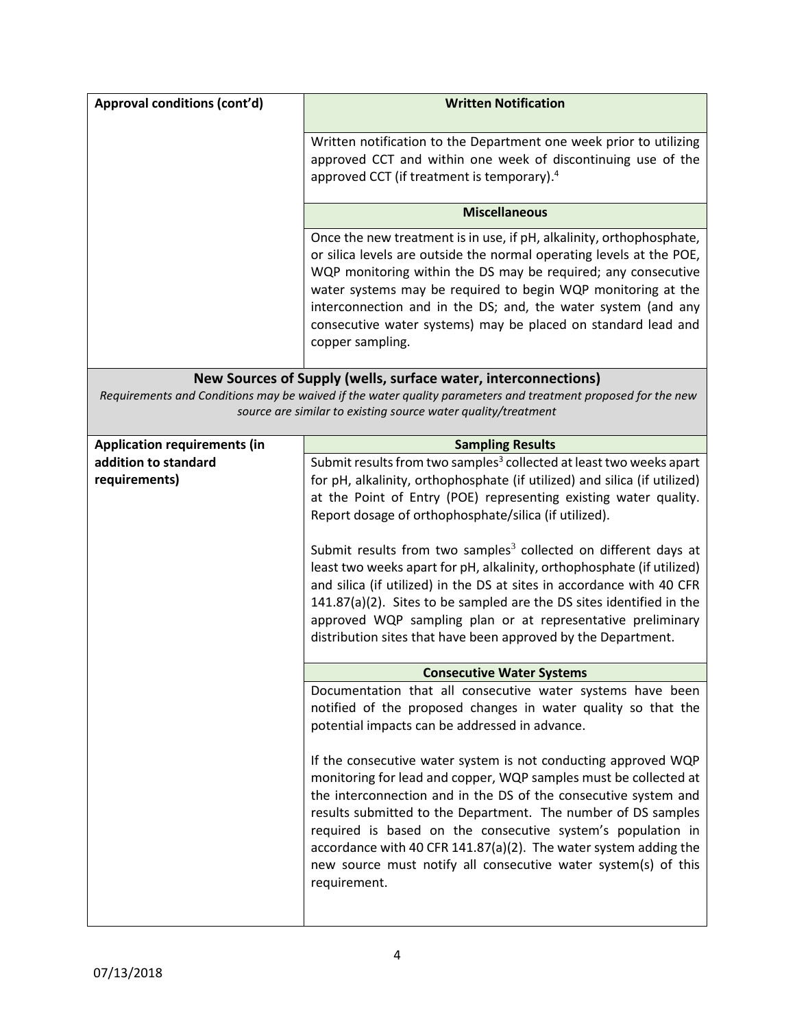| Approval conditions (cont'd) | **Written Notification** |
|---|---|
| | Written notification to the Department one week prior to utilizing approved CCT and within one week of discontinuing use of the approved CCT (if treatment is temporary).[4] |
| | **Miscellaneous** |
| | Once the new treatment is in use, if pH, alkalinity, orthophosphate, or silica levels are outside the normal operating levels at the POE, WQP monitoring within the DS may be required; any consecutive water systems may be required to begin WQP monitoring at the interconnection and in the DS; and, the water system (and any consecutive water systems) may be placed on standard lead and copper sampling. |

## New Sources of Supply (wells, surface water, interconnections)

*Requirements and Conditions may be waived if the water quality parameters and treatment proposed for the new source are similar to existing source water quality/treatment*

| Application requirements (in addition to standard requirements) | **Sampling Results** |
|---|---|
| | Submit results from two samples[3] collected at least two weeks apart for pH, alkalinity, orthophosphate (if utilized) and silica (if utilized) at the Point of Entry (POE) representing existing water quality. Report dosage of orthophosphate/silica (if utilized).<br><br>Submit results from two samples[3] collected on different days at least two weeks apart for pH, alkalinity, orthophosphate (if utilized) and silica (if utilized) in the DS at sites in accordance with 40 CFR 141.87(a)(2). Sites to be sampled are the DS sites identified in the approved WQP sampling plan or at representative preliminary distribution sites that have been approved by the Department. |
| | **Consecutive Water Systems** |
| | Documentation that all consecutive water systems have been notified of the proposed changes in water quality so that the potential impacts can be addressed in advance.<br><br>If the consecutive water system is not conducting approved WQP monitoring for lead and copper, WQP samples must be collected at the interconnection and in the DS of the consecutive system and results submitted to the Department. The number of DS samples required is based on the consecutive system's population in accordance with 40 CFR 141.87(a)(2). The water system adding the new source must notify all consecutive water system(s) of this requirement. |

07/13/2018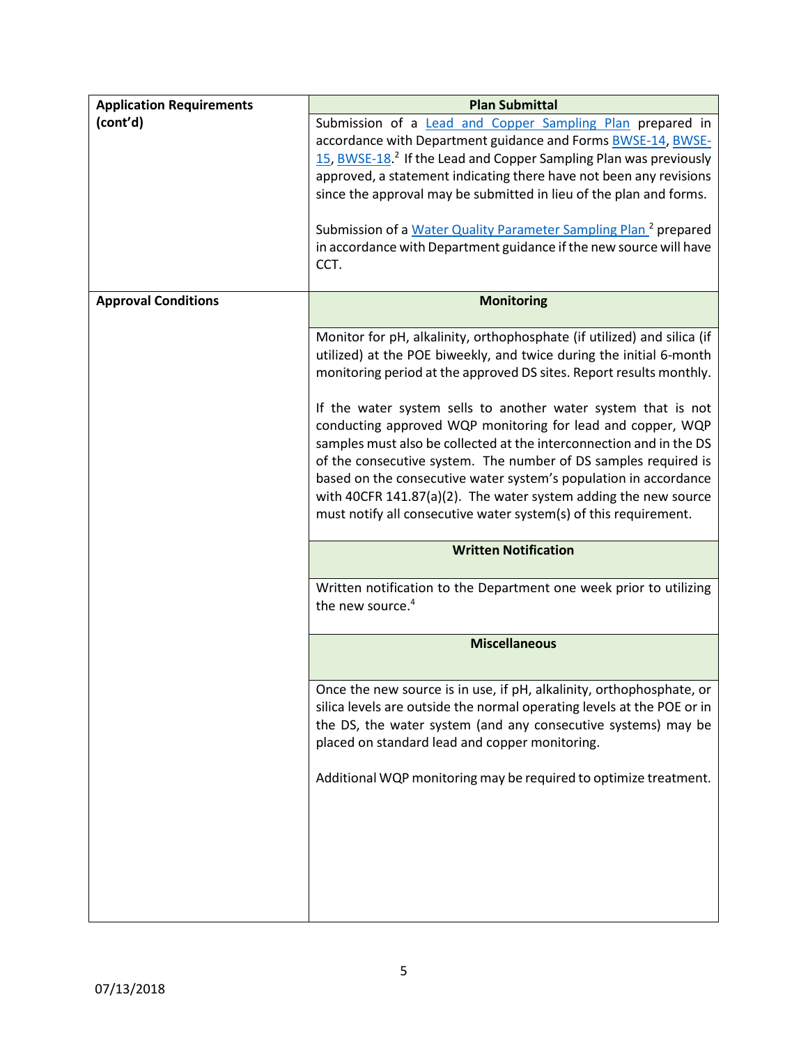| Application Requirements (cont'd) | Plan Submittal |
|---|---|
| | Submission of a Lead and Copper Sampling Plan prepared in accordance with Department guidance and Forms BWSE-14, BWSE-15, BWSE-18.[2] If the Lead and Copper Sampling Plan was previously approved, a statement indicating there have not been any revisions since the approval may be submitted in lieu of the plan and forms.<br><br>Submission of a Water Quality Parameter Sampling Plan [2] prepared in accordance with Department guidance if the new source will have CCT. |
| **Approval Conditions** | **Monitoring** |
| | Monitor for pH, alkalinity, orthophosphate (if utilized) and silica (if utilized) at the POE biweekly, and twice during the initial 6-month monitoring period at the approved DS sites. Report results monthly.<br><br>If the water system sells to another water system that is not conducting approved WQP monitoring for lead and copper, WQP samples must also be collected at the interconnection and in the DS of the consecutive system. The number of DS samples required is based on the consecutive water system's population in accordance with 40CFR 141.87(a)(2). The water system adding the new source must notify all consecutive water system(s) of this requirement. |
| | **Written Notification** |
| | Written notification to the Department one week prior to utilizing the new source.[4] |
| | **Miscellaneous** |
| | Once the new source is in use, if pH, alkalinity, orthophosphate, or silica levels are outside the normal operating levels at the POE or in the DS, the water system (and any consecutive systems) may be placed on standard lead and copper monitoring.<br><br>Additional WQP monitoring may be required to optimize treatment. |

07/13/2018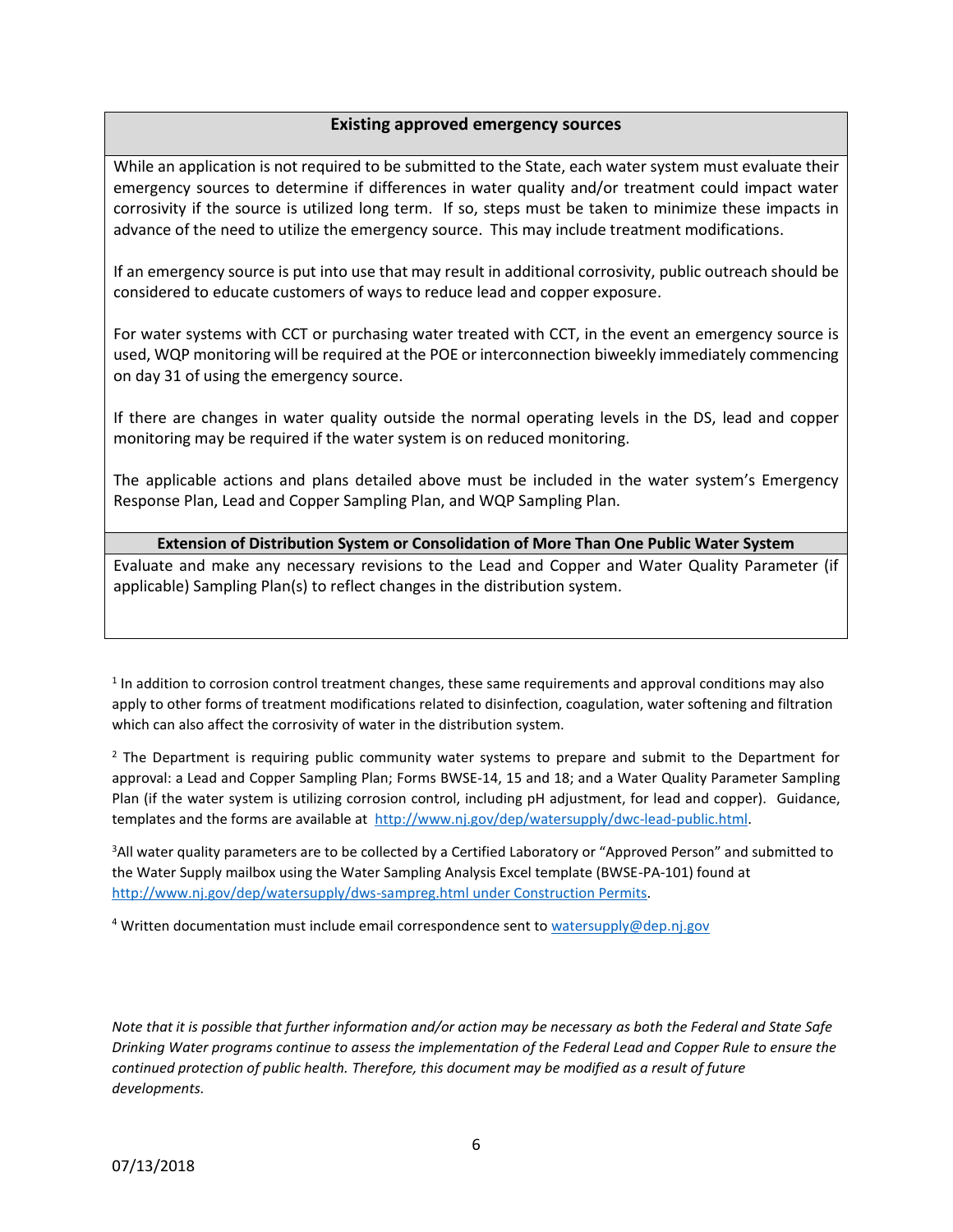| Existing approved emergency sources |
|---|
| While an application is not required to be submitted to the State, each water system must evaluate their emergency sources to determine if differences in water quality and/or treatment could impact water corrosivity if the source is utilized long term. If so, steps must be taken to minimize these impacts in advance of the need to utilize the emergency source. This may include treatment modifications.<br><br>If an emergency source is put into use that may result in additional corrosivity, public outreach should be considered to educate customers of ways to reduce lead and copper exposure.<br><br>For water systems with CCT or purchasing water treated with CCT, in the event an emergency source is used, WQP monitoring will be required at the POE or interconnection biweekly immediately commencing on day 31 of using the emergency source.<br><br>If there are changes in water quality outside the normal operating levels in the DS, lead and copper monitoring may be required if the water system is on reduced monitoring.<br><br>The applicable actions and plans detailed above must be included in the water system's Emergency Response Plan, Lead and Copper Sampling Plan, and WQP Sampling Plan. |
| **Extension of Distribution System or Consolidation of More Than One Public Water System** |
| Evaluate and make any necessary revisions to the Lead and Copper and Water Quality Parameter (if applicable) Sampling Plan(s) to reflect changes in the distribution system. |

[1] In addition to corrosion control treatment changes, these same requirements and approval conditions may also apply to other forms of treatment modifications related to disinfection, coagulation, water softening and filtration which can also affect the corrosivity of water in the distribution system.

[2] The Department is requiring public community water systems to prepare and submit to the Department for approval: a Lead and Copper Sampling Plan; Forms BWSE-14, 15 and 18; and a Water Quality Parameter Sampling Plan (if the water system is utilizing corrosion control, including pH adjustment, for lead and copper). Guidance, templates and the forms are available at http://www.nj.gov/dep/watersupply/dwc-lead-public.html.

[3] All water quality parameters are to be collected by a Certified Laboratory or "Approved Person" and submitted to the Water Supply mailbox using the Water Sampling Analysis Excel template (BWSE-PA-101) found at http://www.nj.gov/dep/watersupply/dws-sampreg.html under Construction Permits.

[4] Written documentation must include email correspondence sent to watersupply@dep.nj.gov

*Note that it is possible that further information and/or action may be necessary as both the Federal and State Safe Drinking Water programs continue to assess the implementation of the Federal Lead and Copper Rule to ensure the continued protection of public health. Therefore, this document may be modified as a result of future developments.*

07/13/2018